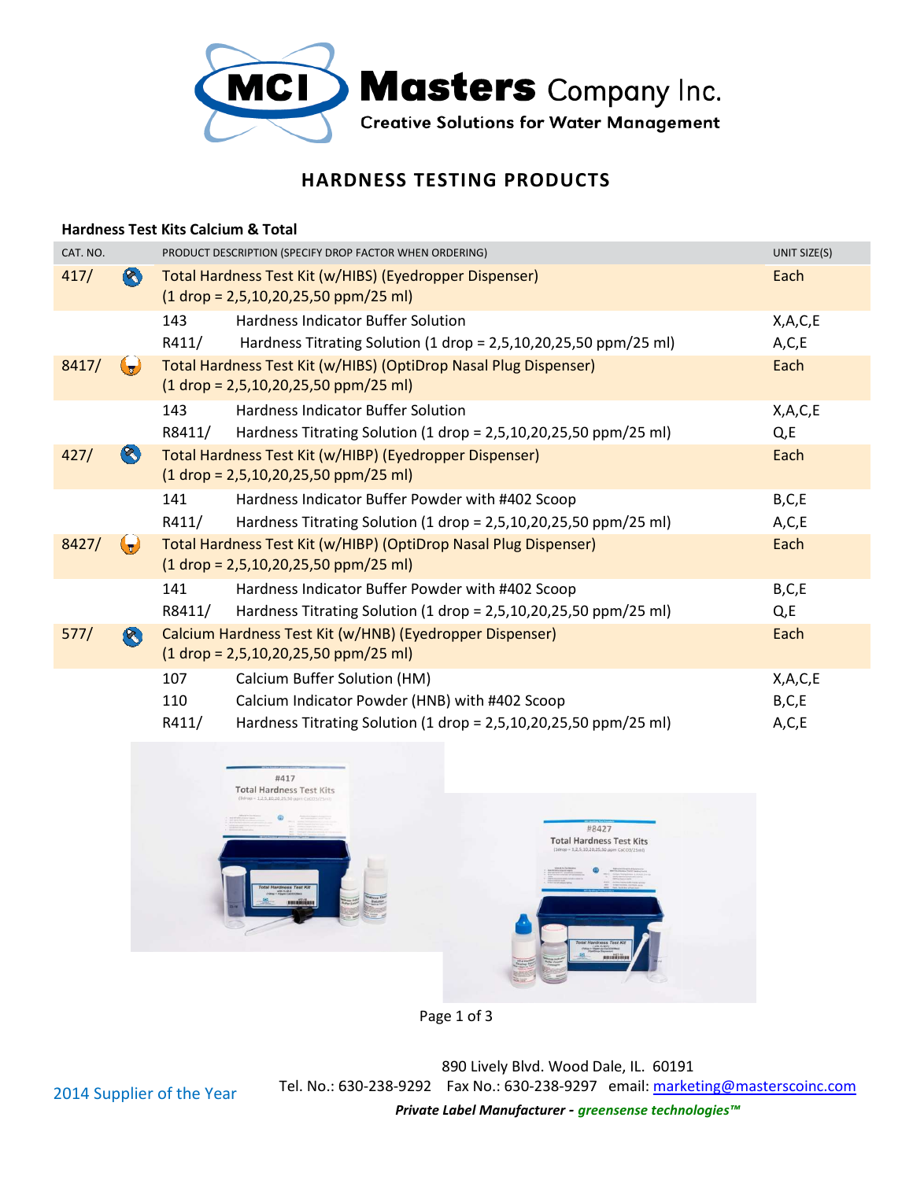# Masters Company Inc.

Creative Solutions for Water Management

## HARDNESS TESTING PRODUCTS

### Hardness Test Kits Calcium & Total

| CAT. NO. | PRODUCT DESCRIPTION (SPECIFY DROP FACTOR WHEN ORDERING) | | UNIT SIZE(S) |
|---|---|---|---|
| 417/ | Total Hardness Test Kit (w/HIBS) (Eyedropper Dispenser) (1 drop = 2,5,10,20,25,50 ppm/25 ml) | | Each |
| | 143 | Hardness Indicator Buffer Solution | X,A,C,E |
| | R411/ | Hardness Titrating Solution (1 drop = 2,5,10,20,25,50 ppm/25 ml) | A,C,E |
| 8417/ | Total Hardness Test Kit (w/HIBS) (OptiDrop Nasal Plug Dispenser) (1 drop = 2,5,10,20,25,50 ppm/25 ml) | | Each |
| | 143 | Hardness Indicator Buffer Solution | X,A,C,E |
| | R8411/ | Hardness Titrating Solution (1 drop = 2,5,10,20,25,50 ppm/25 ml) | Q,E |
| 427/ | Total Hardness Test Kit (w/HIBP) (Eyedropper Dispenser) (1 drop = 2,5,10,20,25,50 ppm/25 ml) | | Each |
| | 141 | Hardness Indicator Buffer Powder with #402 Scoop | B,C,E |
| | R411/ | Hardness Titrating Solution (1 drop = 2,5,10,20,25,50 ppm/25 ml) | A,C,E |
| 8427/ | Total Hardness Test Kit (w/HIBP) (OptiDrop Nasal Plug Dispenser) (1 drop = 2,5,10,20,25,50 ppm/25 ml) | | Each |
| | 141 | Hardness Indicator Buffer Powder with #402 Scoop | B,C,E |
| | R8411/ | Hardness Titrating Solution (1 drop = 2,5,10,20,25,50 ppm/25 ml) | Q,E |
| 577/ | Calcium Hardness Test Kit (w/HNB) (Eyedropper Dispenser) (1 drop = 2,5,10,20,25,50 ppm/25 ml) | | Each |
| | 107 | Calcium Buffer Solution (HM) | X,A,C,E |
| | 110 | Calcium Indicator Powder (HNB) with #402 Scoop | B,C,E |
| | R411/ | Hardness Titrating Solution (1 drop = 2,5,10,20,25,50 ppm/25 ml) | A,C,E |

2014 Supplier of the Year

890 Lively Blvd. Wood Dale, IL. 60191
Tel. No.: 630-238-9292 Fax No.: 630-238-9297 email: marketing@masterscoinc.com

***Private Label Manufacturer - greensense technologies™***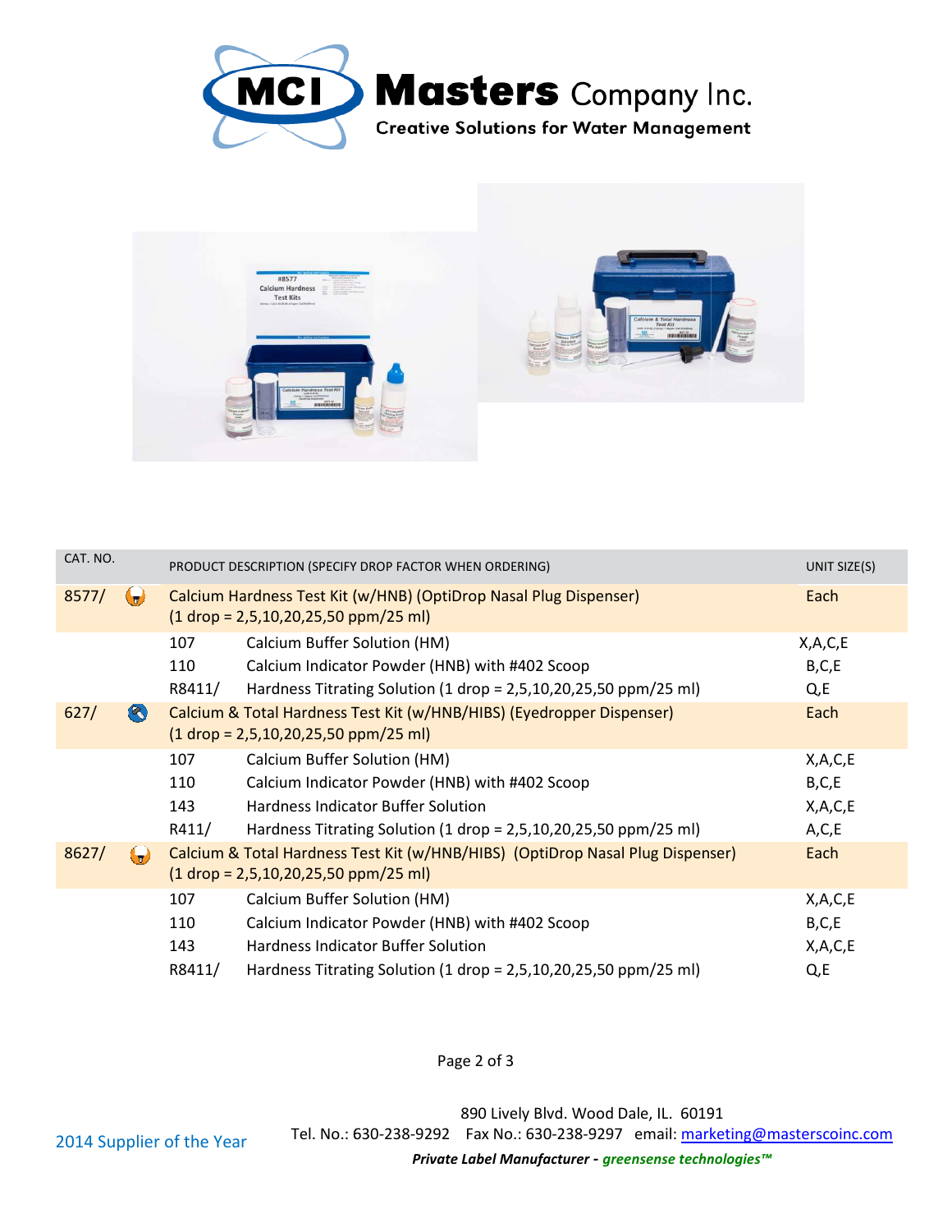# Masters Company Inc.

**Creative Solutions for Water Management**

| CAT. NO. | | PRODUCT DESCRIPTION (SPECIFY DROP FACTOR WHEN ORDERING) | UNIT SIZE(S) |
|---|---|---|---|
| 8577/ | | Calcium Hardness Test Kit (w/HNB) (OptiDrop Nasal Plug Dispenser) (1 drop = 2,5,10,20,25,50 ppm/25 ml) | Each |
| | 107 | Calcium Buffer Solution (HM) | X,A,C,E |
| | 110 | Calcium Indicator Powder (HNB) with #402 Scoop | B,C,E |
| | R8411/ | Hardness Titrating Solution (1 drop = 2,5,10,20,25,50 ppm/25 ml) | Q,E |
| 627/ | | Calcium & Total Hardness Test Kit (w/HNB/HIBS) (Eyedropper Dispenser) (1 drop = 2,5,10,20,25,50 ppm/25 ml) | Each |
| | 107 | Calcium Buffer Solution (HM) | X,A,C,E |
| | 110 | Calcium Indicator Powder (HNB) with #402 Scoop | B,C,E |
| | 143 | Hardness Indicator Buffer Solution | X,A,C,E |
| | R411/ | Hardness Titrating Solution (1 drop = 2,5,10,20,25,50 ppm/25 ml) | A,C,E |
| 8627/ | | Calcium & Total Hardness Test Kit (w/HNB/HIBS) (OptiDrop Nasal Plug Dispenser) (1 drop = 2,5,10,20,25,50 ppm/25 ml) | Each |
| | 107 | Calcium Buffer Solution (HM) | X,A,C,E |
| | 110 | Calcium Indicator Powder (HNB) with #402 Scoop | B,C,E |
| | 143 | Hardness Indicator Buffer Solution | X,A,C,E |
| | R8411/ | Hardness Titrating Solution (1 drop = 2,5,10,20,25,50 ppm/25 ml) | Q,E |

2014 Supplier of the Year

890 Lively Blvd. Wood Dale, IL. 60191
Tel. No.: 630-238-9292 Fax No.: 630-238-9297 email: marketing@masterscoinc.com

***Private Label Manufacturer - greensense technologies™***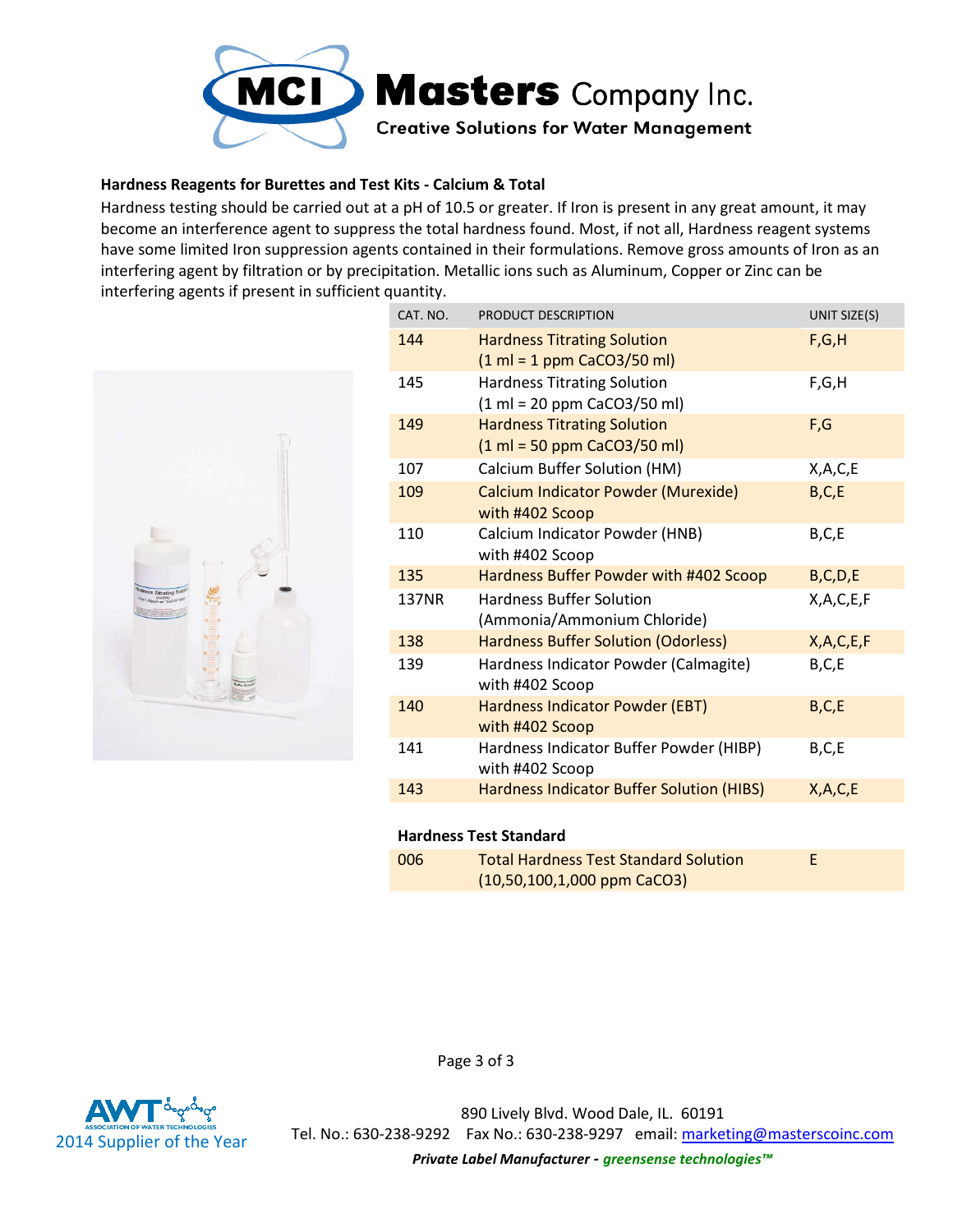# Masters Company Inc.

Creative Solutions for Water Management

**Hardness Reagents for Burettes and Test Kits - Calcium & Total**

Hardness testing should be carried out at a pH of 10.5 or greater. If Iron is present in any great amount, it may become an interference agent to suppress the total hardness found. Most, if not all, Hardness reagent systems have some limited Iron suppression agents contained in their formulations. Remove gross amounts of Iron as an interfering agent by filtration or by precipitation. Metallic ions such as Aluminum, Copper or Zinc can be interfering agents if present in sufficient quantity.

| CAT. NO. | PRODUCT DESCRIPTION | UNIT SIZE(S) |
|---|---|---|
| 144 | Hardness Titrating Solution (1 ml = 1 ppm $CaCO_3$/50 ml) | F,G,H |
| 145 | Hardness Titrating Solution (1 ml = 20 ppm $CaCO_3$/50 ml) | F,G,H |
| 149 | Hardness Titrating Solution (1 ml = 50 ppm $CaCO_3$/50 ml) | F,G |
| 107 | Calcium Buffer Solution (HM) | X,A,C,E |
| 109 | Calcium Indicator Powder (Murexide) with #402 Scoop | B,C,E |
| 110 | Calcium Indicator Powder (HNB) with #402 Scoop | B,C,E |
| 135 | Hardness Buffer Powder with #402 Scoop | B,C,D,E |
| 137NR | Hardness Buffer Solution (Ammonia/Ammonium Chloride) | X,A,C,E,F |
| 138 | Hardness Buffer Solution (Odorless) | X,A,C,E,F |
| 139 | Hardness Indicator Powder (Calmagite) with #402 Scoop | B,C,E |
| 140 | Hardness Indicator Powder (EBT) with #402 Scoop | B,C,E |
| 141 | Hardness Indicator Buffer Powder (HIBP) with #402 Scoop | B,C,E |
| 143 | Hardness Indicator Buffer Solution (HIBS) | X,A,C,E |

**Hardness Test Standard**

| | | |
|---|---|---|
| 006 | Total Hardness Test Standard Solution (10,50,100,1,000 ppm $CaCO_3$) | E |

AWT Association of Water Technologies 2014 Supplier of the Year

890 Lively Blvd. Wood Dale, IL. 60191
Tel. No.: 630-238-9292 Fax No.: 630-238-9297 email: marketing@masterscoinc.com

***Private Label Manufacturer - greensense technologies™***